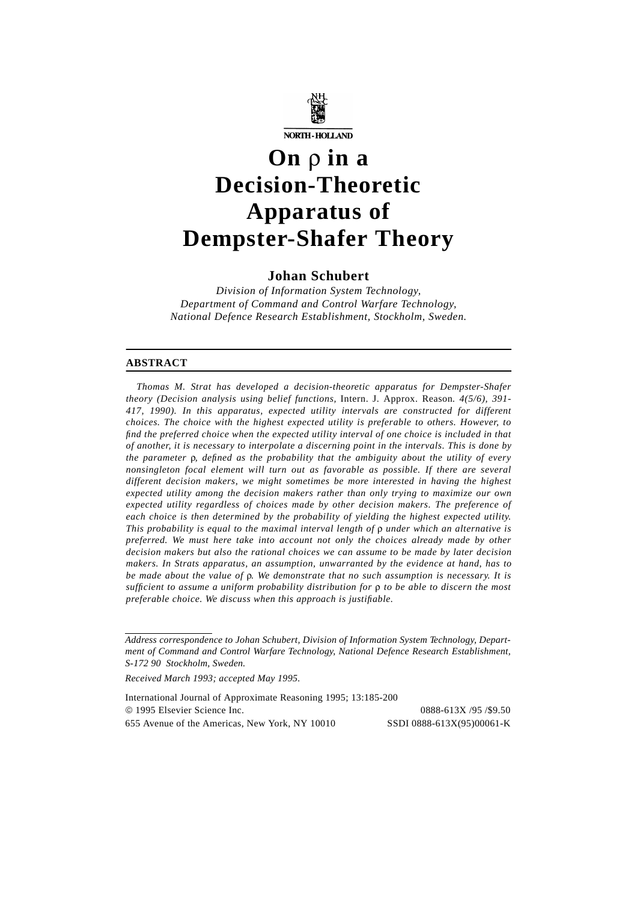NORTH-HOLLAND

# On ρ in a Decision-Theoretic Apparatus of Dempster-Shafer Theory

**Johan Schubert**

*Division of Information System Technology,*
*Department of Command and Control Warfare Technology,*
*National Defence Research Establishment, Stockholm, Sweden.*

## ABSTRACT

*Thomas M. Strat has developed a decision-theoretic apparatus for Dempster-Shafer theory (Decision analysis using belief functions,* Intern. J. Approx. Reason. *4(5/6), 391-417, 1990). In this apparatus, expected utility intervals are constructed for different choices. The choice with the highest expected utility is preferable to others. However, to find the preferred choice when the expected utility interval of one choice is included in that of another, it is necessary to interpolate a discerning point in the intervals. This is done by the parameter ρ, defined as the probability that the ambiguity about the utility of every nonsingleton focal element will turn out as favorable as possible. If there are several different decision makers, we might sometimes be more interested in having the highest expected utility among the decision makers rather than only trying to maximize our own expected utility regardless of choices made by other decision makers. The preference of each choice is then determined by the probability of yielding the highest expected utility. This probability is equal to the maximal interval length of ρ under which an alternative is preferred. We must here take into account not only the choices already made by other decision makers but also the rational choices we can assume to be made by later decision makers. In Strats apparatus, an assumption, unwarranted by the evidence at hand, has to be made about the value of ρ. We demonstrate that no such assumption is necessary. It is sufficient to assume a uniform probability distribution for ρ to be able to discern the most preferable choice. We discuss when this approach is justifiable.*

---

*Address correspondence to Johan Schubert, Division of Information System Technology, Department of Command and Control Warfare Technology, National Defence Research Establishment, S-172 90 Stockholm, Sweden.*

*Received March 1993; accepted May 1995.*

International Journal of Approximate Reasoning 1995; 13:185-200
© 1995 Elsevier Science Inc. 0888-613X /95 /$9.50
655 Avenue of the Americas, New York, NY 10010 SSDI 0888-613X(95)00061-K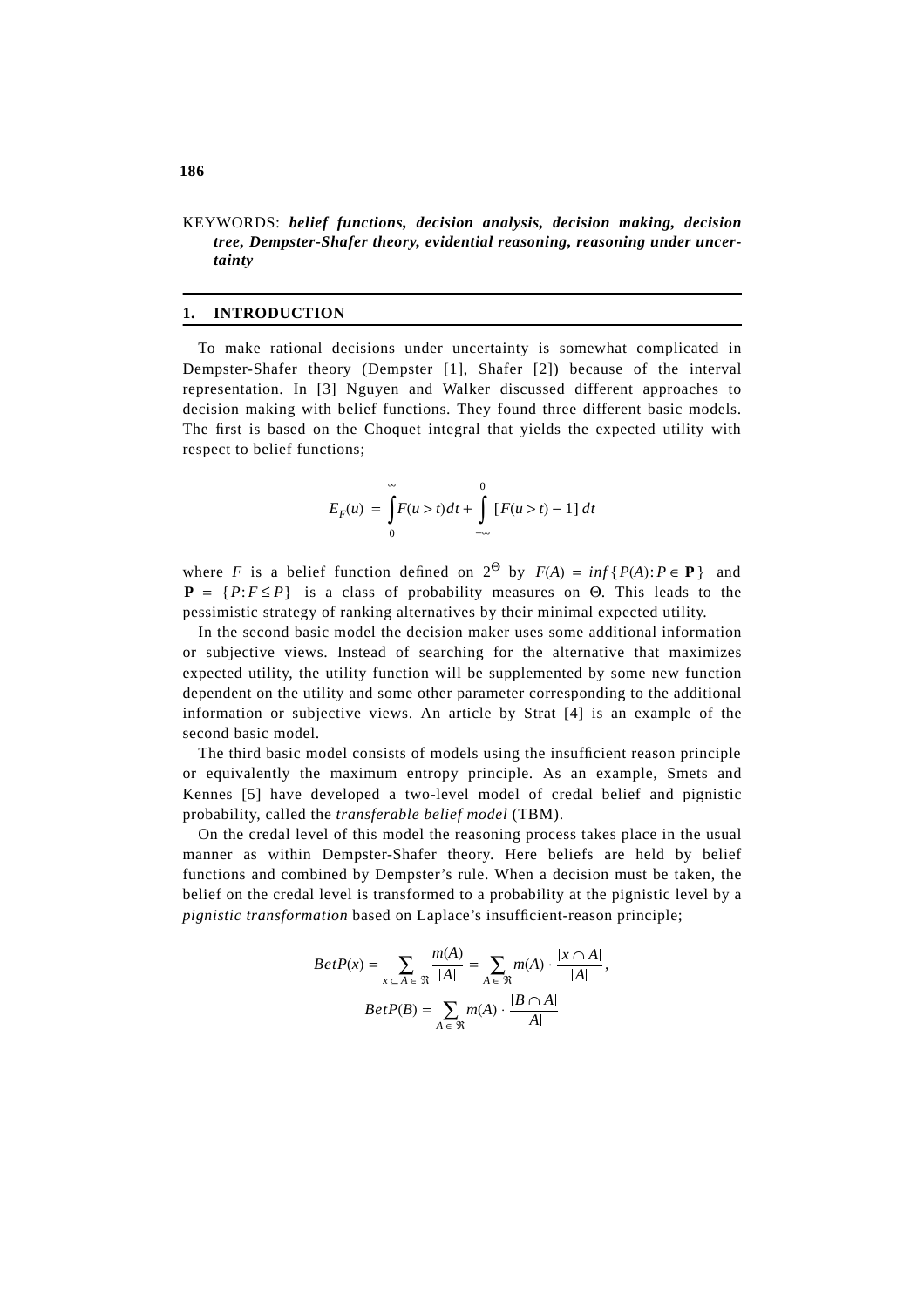KEYWORDS: ***belief functions, decision analysis, decision making, decision tree, Dempster-Shafer theory, evidential reasoning, reasoning under uncertainty***

## 1. INTRODUCTION

To make rational decisions under uncertainty is somewhat complicated in Dempster-Shafer theory (Dempster [1], Shafer [2]) because of the interval representation. In [3] Nguyen and Walker discussed different approaches to decision making with belief functions. They found three different basic models. The first is based on the Choquet integral that yields the expected utility with respect to belief functions;

$$E_F(u) = \int_0^{\infty} F(u > t)\,dt + \int_{-\infty}^{0} [F(u > t) - 1]\,dt$$

where $F$ is a belief function defined on $2^{\Theta}$ by $F(A) = inf\{P(A): P \in \mathbf{P}\}$ and $\mathbf{P} = \{P: F \leq P\}$ is a class of probability measures on $\Theta$. This leads to the pessimistic strategy of ranking alternatives by their minimal expected utility.

In the second basic model the decision maker uses some additional information or subjective views. Instead of searching for the alternative that maximizes expected utility, the utility function will be supplemented by some new function dependent on the utility and some other parameter corresponding to the additional information or subjective views. An article by Strat [4] is an example of the second basic model.

The third basic model consists of models using the insufficient reason principle or equivalently the maximum entropy principle. As an example, Smets and Kennes [5] have developed a two-level model of credal belief and pignistic probability, called the *transferable belief model* (TBM).

On the credal level of this model the reasoning process takes place in the usual manner as within Dempster-Shafer theory. Here beliefs are held by belief functions and combined by Dempster's rule. When a decision must be taken, the belief on the credal level is transformed to a probability at the pignistic level by a *pignistic transformation* based on Laplace's insufficient-reason principle;

$$BetP(x) = \sum_{x \subseteq A \in \Re} \frac{m(A)}{|A|} = \sum_{A \in \Re} m(A) \cdot \frac{|x \cap A|}{|A|},$$

$$BetP(B) = \sum_{A \in \Re} m(A) \cdot \frac{|B \cap A|}{|A|}$$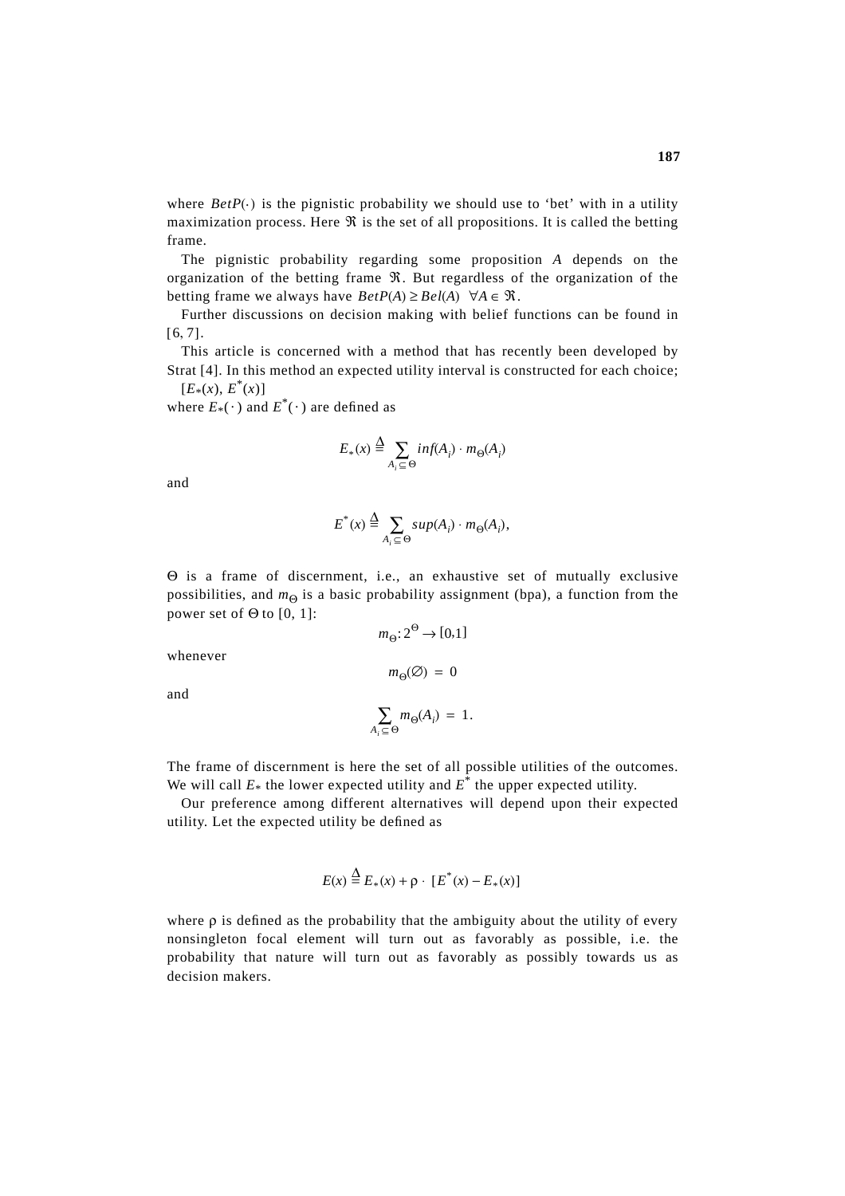where $BetP(\cdot)$ is the pignistic probability we should use to 'bet' with in a utility maximization process. Here $\Re$ is the set of all propositions. It is called the betting frame.

The pignistic probability regarding some proposition $A$ depends on the organization of the betting frame $\Re$. But regardless of the organization of the betting frame we always have $BetP(A) \geq Bel(A) \;\; \forall A \in \Re$.

Further discussions on decision making with belief functions can be found in [6, 7].

This article is concerned with a method that has recently been developed by Strat [4]. In this method an expected utility interval is constructed for each choice;

$[E_*(x), E^*(x)]$

where $E_*(\cdot)$ and $E^*(\cdot)$ are defined as

$$E_*(x) \triangleq \sum_{A_i \subseteq \Theta} inf(A_i) \cdot m_\Theta(A_i)$$

and

$$E^*(x) \triangleq \sum_{A_i \subseteq \Theta} sup(A_i) \cdot m_\Theta(A_i),$$

$\Theta$ is a frame of discernment, i.e., an exhaustive set of mutually exclusive possibilities, and $m_\Theta$ is a basic probability assignment (bpa), a function from the power set of $\Theta$ to [0, 1]:

$$m_\Theta: 2^\Theta \rightarrow [0,1]$$

whenever

$$m_\Theta(\emptyset) = 0$$

and

$$\sum_{A_i \subseteq \Theta} m_\Theta(A_i) = 1.$$

The frame of discernment is here the set of all possible utilities of the outcomes. We will call $E_*$ the lower expected utility and $E^*$ the upper expected utility.

Our preference among different alternatives will depend upon their expected utility. Let the expected utility be defined as

$$E(x) \triangleq E_*(x) + \rho \cdot [E^*(x) - E_*(x)]$$

where $\rho$ is defined as the probability that the ambiguity about the utility of every nonsingleton focal element will turn out as favorably as possible, i.e. the probability that nature will turn out as favorably as possibly towards us as decision makers.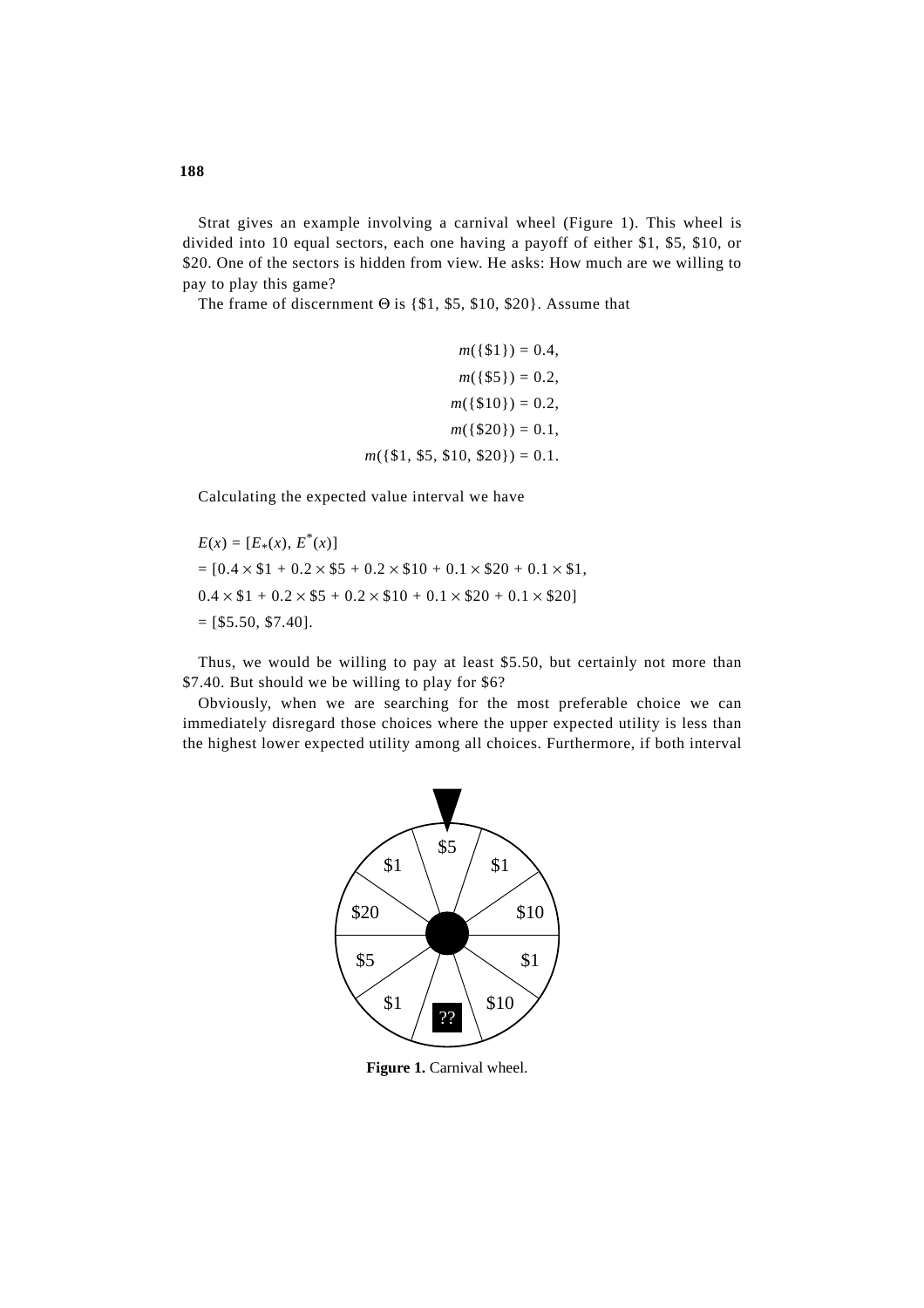Strat gives an example involving a carnival wheel (Figure 1). This wheel is divided into 10 equal sectors, each one having a payoff of either \$1, \$5, \$10, or \$20. One of the sectors is hidden from view. He asks: How much are we willing to pay to play this game?

The frame of discernment $\Theta$ is {\$1, \$5, \$10, \$20}. Assume that

$$
\begin{aligned}
m(\{\$1\}) &= 0.4, \\
m(\{\$5\}) &= 0.2, \\
m(\{\$10\}) &= 0.2, \\
m(\{\$20\}) &= 0.1, \\
m(\{\$1, \$5, \$10, \$20\}) &= 0.1.
\end{aligned}
$$

Calculating the expected value interval we have

$$
\begin{aligned}
&E(x) = [E_*(x), E^*(x)] \\
&= [0.4 \times \$1 + 0.2 \times \$5 + 0.2 \times \$10 + 0.1 \times \$20 + 0.1 \times \$1, \\
&0.4 \times \$1 + 0.2 \times \$5 + 0.2 \times \$10 + 0.1 \times \$20 + 0.1 \times \$20] \\
&= [\$5.50, \$7.40].
\end{aligned}
$$

Thus, we would be willing to pay at least \$5.50, but certainly not more than \$7.40. But should we be willing to play for \$6?

Obviously, when we are searching for the most preferable choice we can immediately disregard those choices where the upper expected utility is less than the highest lower expected utility among all choices. Furthermore, if both interval

**Figure 1.** Carnival wheel.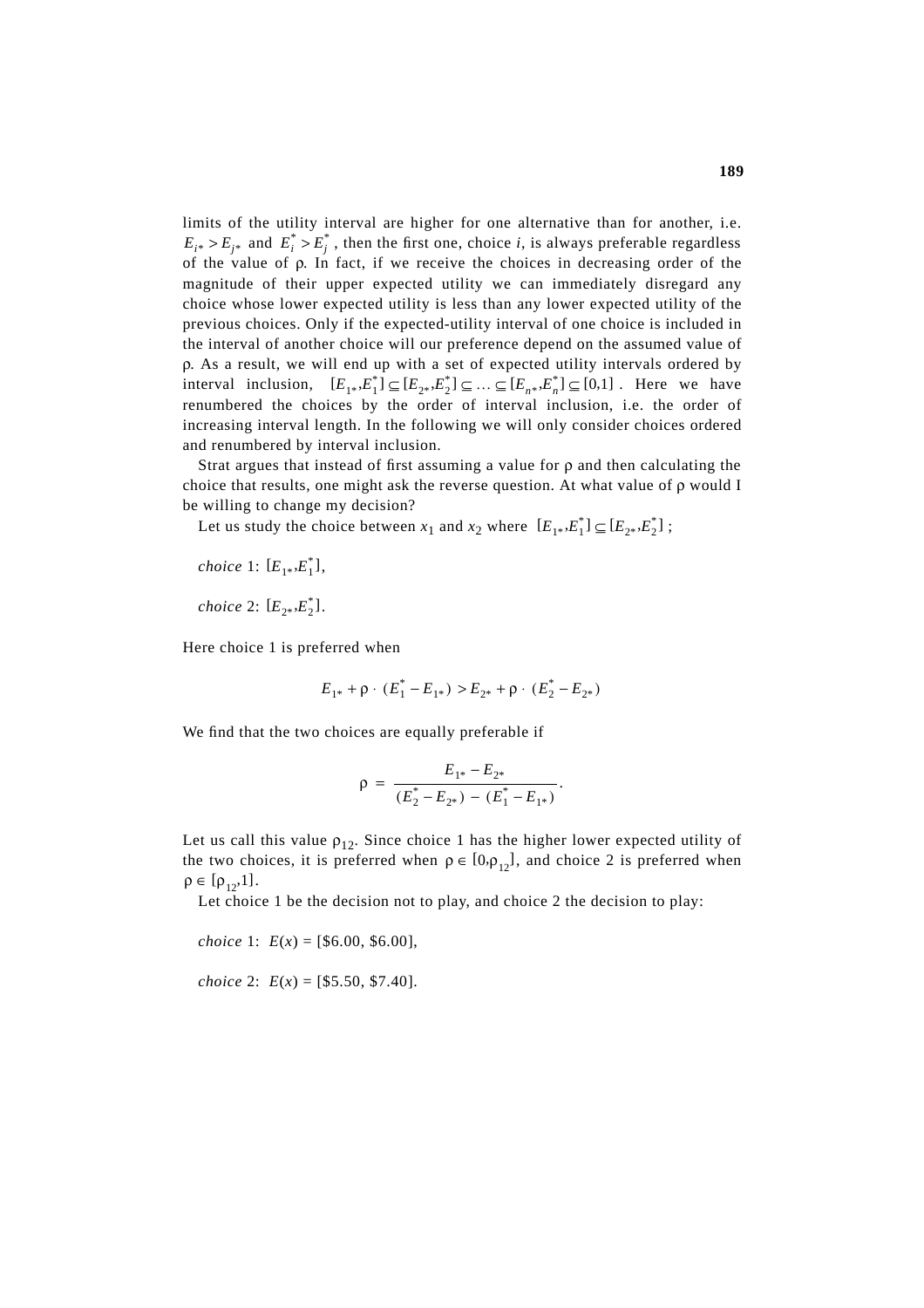limits of the utility interval are higher for one alternative than for another, i.e. $E_{i*} > E_{j*}$ and $E_i^* > E_j^*$, then the first one, choice $i$, is always preferable regardless of the value of ρ. In fact, if we receive the choices in decreasing order of the magnitude of their upper expected utility we can immediately disregard any choice whose lower expected utility is less than any lower expected utility of the previous choices. Only if the expected-utility interval of one choice is included in the interval of another choice will our preference depend on the assumed value of ρ. As a result, we will end up with a set of expected utility intervals ordered by interval inclusion, $[E_{1*}, E_1^*] \subseteq [E_{2*}, E_2^*] \subseteq \ldots \subseteq [E_{n*}, E_n^*] \subseteq [0,1]$. Here we have renumbered the choices by the order of interval inclusion, i.e. the order of increasing interval length. In the following we will only consider choices ordered and renumbered by interval inclusion.

Strat argues that instead of first assuming a value for ρ and then calculating the choice that results, one might ask the reverse question. At what value of ρ would I be willing to change my decision?

Let us study the choice between $x_1$ and $x_2$ where $[E_{1*}, E_1^*] \subseteq [E_{2*}, E_2^*]$;

*choice* 1: $[E_{1*}, E_1^*]$,

*choice* 2: $[E_{2*}, E_2^*]$.

Here choice 1 is preferred when

$$E_{1*} + \rho \cdot (E_1^* - E_{1*}) > E_{2*} + \rho \cdot (E_2^* - E_{2*})$$

We find that the two choices are equally preferable if

$$\rho = \frac{E_{1*} - E_{2*}}{(E_2^* - E_{2*}) - (E_1^* - E_{1*})}.$$

Let us call this value $\rho_{12}$. Since choice 1 has the higher lower expected utility of the two choices, it is preferred when $\rho \in [0, \rho_{12}]$, and choice 2 is preferred when $\rho \in [\rho_{12}, 1]$.

Let choice 1 be the decision not to play, and choice 2 the decision to play:

*choice* 1: $E(x)$ = [\$6.00, \$6.00],

*choice* 2: $E(x)$ = [\$5.50, \$7.40].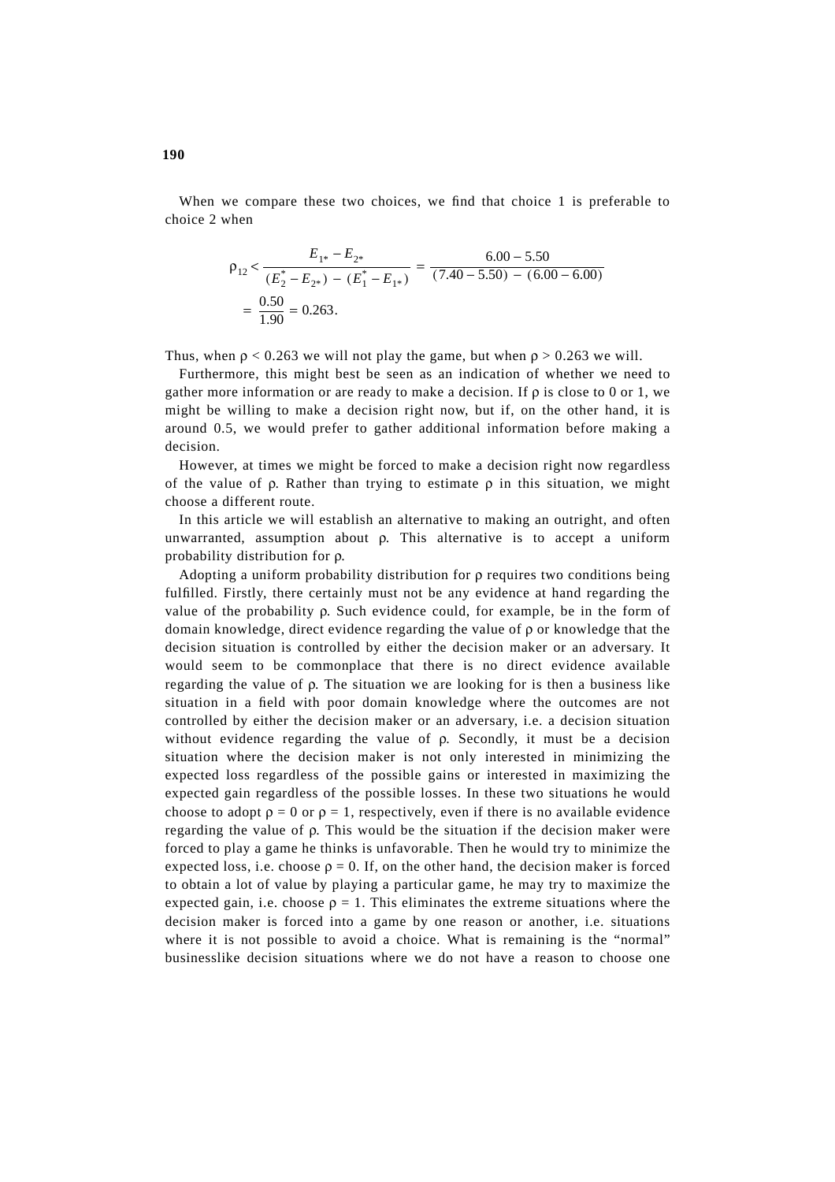When we compare these two choices, we find that choice 1 is preferable to choice 2 when

$$\rho_{12} < \frac{E_{1*} - E_{2*}}{(E_2^* - E_{2*}) - (E_1^* - E_{1*})} = \frac{6.00 - 5.50}{(7.40 - 5.50) - (6.00 - 6.00)}$$

$$= \frac{0.50}{1.90} = 0.263.$$

Thus, when $\rho < 0.263$ we will not play the game, but when $\rho > 0.263$ we will.

Furthermore, this might best be seen as an indication of whether we need to gather more information or are ready to make a decision. If $\rho$ is close to 0 or 1, we might be willing to make a decision right now, but if, on the other hand, it is around 0.5, we would prefer to gather additional information before making a decision.

However, at times we might be forced to make a decision right now regardless of the value of $\rho$. Rather than trying to estimate $\rho$ in this situation, we might choose a different route.

In this article we will establish an alternative to making an outright, and often unwarranted, assumption about $\rho$. This alternative is to accept a uniform probability distribution for $\rho$.

Adopting a uniform probability distribution for $\rho$ requires two conditions being fulfilled. Firstly, there certainly must not be any evidence at hand regarding the value of the probability $\rho$. Such evidence could, for example, be in the form of domain knowledge, direct evidence regarding the value of $\rho$ or knowledge that the decision situation is controlled by either the decision maker or an adversary. It would seem to be commonplace that there is no direct evidence available regarding the value of $\rho$. The situation we are looking for is then a business like situation in a field with poor domain knowledge where the outcomes are not controlled by either the decision maker or an adversary, i.e. a decision situation without evidence regarding the value of $\rho$. Secondly, it must be a decision situation where the decision maker is not only interested in minimizing the expected loss regardless of the possible gains or interested in maximizing the expected gain regardless of the possible losses. In these two situations he would choose to adopt $\rho = 0$ or $\rho = 1$, respectively, even if there is no available evidence regarding the value of $\rho$. This would be the situation if the decision maker were forced to play a game he thinks is unfavorable. Then he would try to minimize the expected loss, i.e. choose $\rho = 0$. If, on the other hand, the decision maker is forced to obtain a lot of value by playing a particular game, he may try to maximize the expected gain, i.e. choose $\rho = 1$. This eliminates the extreme situations where the decision maker is forced into a game by one reason or another, i.e. situations where it is not possible to avoid a choice. What is remaining is the "normal" businesslike decision situations where we do not have a reason to choose one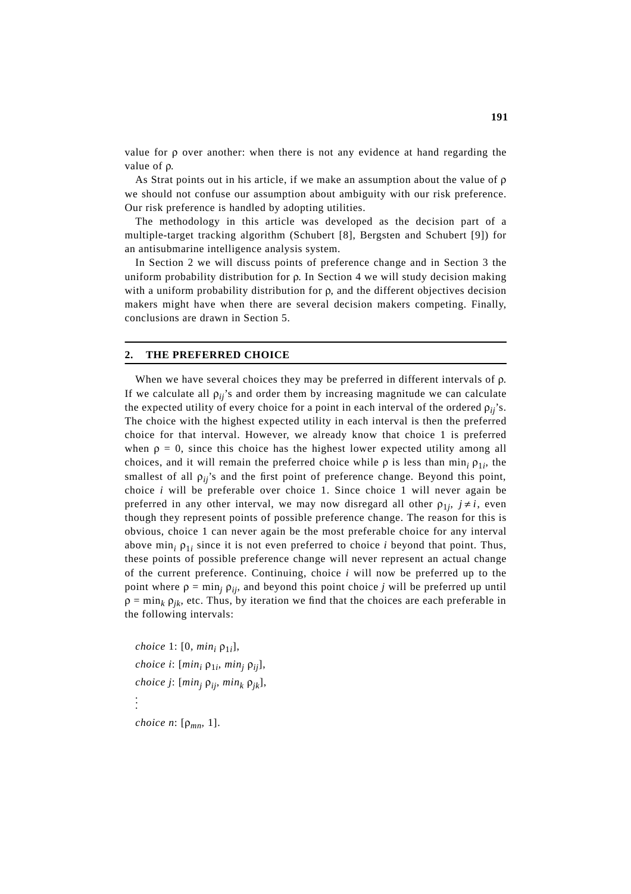value for $\rho$ over another: when there is not any evidence at hand regarding the value of $\rho$.

As Strat points out in his article, if we make an assumption about the value of $\rho$ we should not confuse our assumption about ambiguity with our risk preference. Our risk preference is handled by adopting utilities.

The methodology in this article was developed as the decision part of a multiple-target tracking algorithm (Schubert [8], Bergsten and Schubert [9]) for an antisubmarine intelligence analysis system.

In Section 2 we will discuss points of preference change and in Section 3 the uniform probability distribution for $\rho$. In Section 4 we will study decision making with a uniform probability distribution for $\rho$, and the different objectives decision makers might have when there are several decision makers competing. Finally, conclusions are drawn in Section 5.

## 2. THE PREFERRED CHOICE

When we have several choices they may be preferred in different intervals of $\rho$. If we calculate all $\rho_{ij}$'s and order them by increasing magnitude we can calculate the expected utility of every choice for a point in each interval of the ordered $\rho_{ij}$'s. The choice with the highest expected utility in each interval is then the preferred choice for that interval. However, we already know that choice 1 is preferred when $\rho = 0$, since this choice has the highest lower expected utility among all choices, and it will remain the preferred choice while $\rho$ is less than $\min_i \rho_{1i}$, the smallest of all $\rho_{ij}$'s and the first point of preference change. Beyond this point, choice $i$ will be preferable over choice 1. Since choice 1 will never again be preferred in any other interval, we may now disregard all other $\rho_{1j}$, $j \neq i$, even though they represent points of possible preference change. The reason for this is obvious, choice 1 can never again be the most preferable choice for any interval above $\min_i \rho_{1i}$ since it is not even preferred to choice $i$ beyond that point. Thus, these points of possible preference change will never represent an actual change of the current preference. Continuing, choice $i$ will now be preferred up to the point where $\rho = \min_j \rho_{ij}$, and beyond this point choice $j$ will be preferred up until $\rho = \min_k \rho_{jk}$, etc. Thus, by iteration we find that the choices are each preferable in the following intervals:

*choice* 1: $[0, \min_i \rho_{1i}]$,

*choice* $i$: $[\min_i \rho_{1i}, \min_j \rho_{ij}]$,

*choice* $j$: $[\min_j \rho_{ij}, \min_k \rho_{jk}]$,

$\vdots$

*choice* $n$: $[\rho_{mn}, 1]$.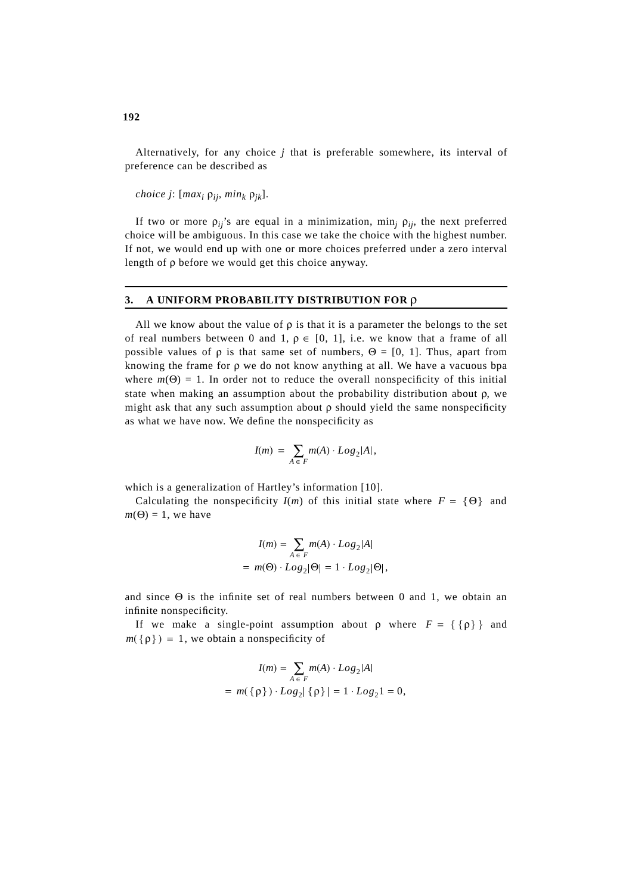Alternatively, for any choice $j$ that is preferable somewhere, its interval of preference can be described as

*choice j*: $[max_i\ \rho_{ij},\ min_k\ \rho_{jk}]$.

If two or more $\rho_{ij}$'s are equal in a minimization, $\min_j \rho_{ij}$, the next preferred choice will be ambiguous. In this case we take the choice with the highest number. If not, we would end up with one or more choices preferred under a zero interval length of ρ before we would get this choice anyway.

## 3. A UNIFORM PROBABILITY DISTRIBUTION FOR ρ

All we know about the value of ρ is that it is a parameter the belongs to the set of real numbers between 0 and 1, $\rho \in [0, 1]$, i.e. we know that a frame of all possible values of ρ is that same set of numbers, $\Theta = [0, 1]$. Thus, apart from knowing the frame for ρ we do not know anything at all. We have a vacuous bpa where $m(\Theta) = 1$. In order not to reduce the overall nonspecificity of this initial state when making an assumption about the probability distribution about ρ, we might ask that any such assumption about ρ should yield the same nonspecificity as what we have now. We define the nonspecificity as

$$I(m) = \sum_{A \in F} m(A) \cdot Log_2|A|,$$

which is a generalization of Hartley's information [10].

Calculating the nonspecificity $I(m)$ of this initial state where $F = \{\Theta\}$ and $m(\Theta) = 1$, we have

$$\begin{aligned} I(m) &= \sum_{A \in F} m(A) \cdot Log_2|A| \\ &= m(\Theta) \cdot Log_2|\Theta| = 1 \cdot Log_2|\Theta|, \end{aligned}$$

and since Θ is the infinite set of real numbers between 0 and 1, we obtain an infinite nonspecificity.

If we make a single-point assumption about ρ where $F = \{\{\rho\}\}$ and $m(\{\rho\}) = 1$, we obtain a nonspecificity of

$$\begin{aligned} I(m) &= \sum_{A \in F} m(A) \cdot Log_2|A| \\ &= m(\{\rho\}) \cdot Log_2|\{\rho\}| = 1 \cdot Log_2 1 = 0, \end{aligned}$$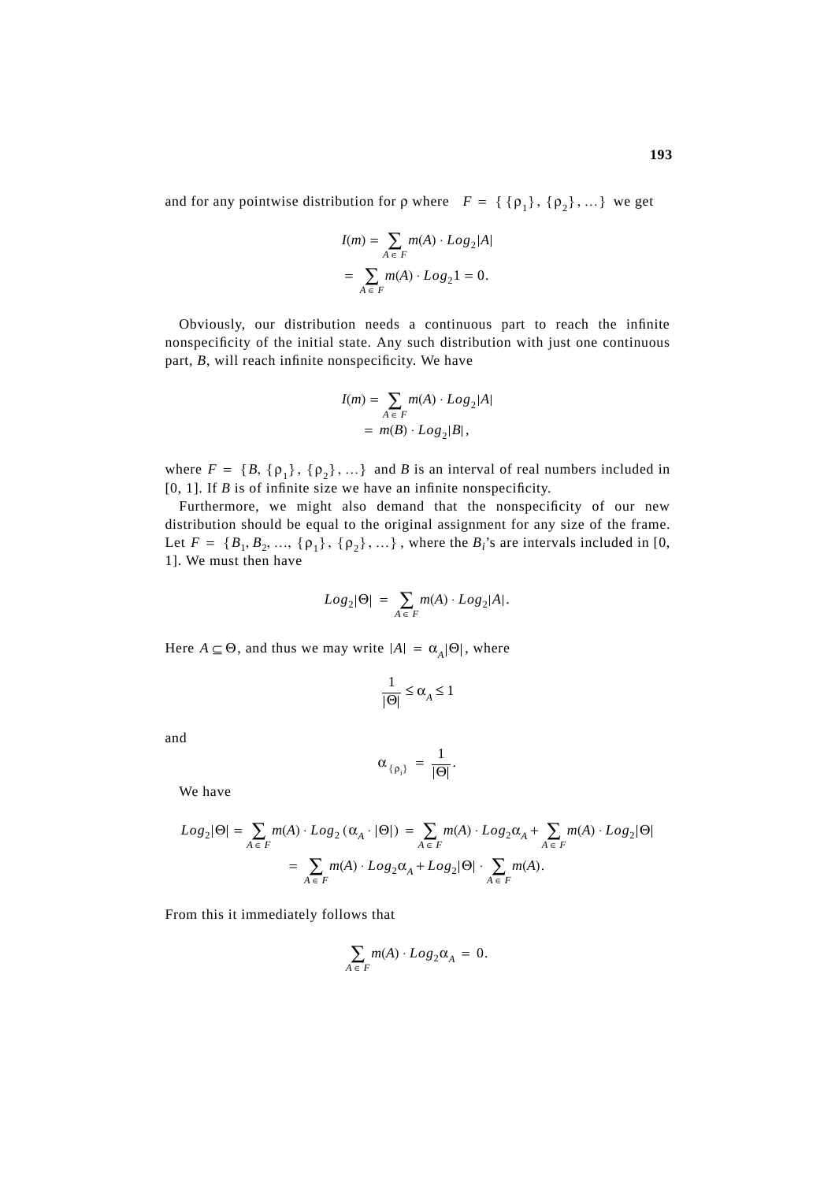and for any pointwise distribution for $\rho$ where $F = \{\{\rho_1\}, \{\rho_2\}, \ldots\}$ we get

$$I(m) = \sum_{A \in F} m(A) \cdot Log_2|A|$$
$$= \sum_{A \in F} m(A) \cdot Log_2 1 = 0.$$

Obviously, our distribution needs a continuous part to reach the infinite nonspecificity of the initial state. Any such distribution with just one continuous part, $B$, will reach infinite nonspecificity. We have

$$I(m) = \sum_{A \in F} m(A) \cdot Log_2|A|$$
$$= m(B) \cdot Log_2|B|,$$

where $F = \{B, \{\rho_1\}, \{\rho_2\}, \ldots\}$ and $B$ is an interval of real numbers included in [0, 1]. If $B$ is of infinite size we have an infinite nonspecificity.

Furthermore, we might also demand that the nonspecificity of our new distribution should be equal to the original assignment for any size of the frame. Let $F = \{B_1, B_2, \ldots, \{\rho_1\}, \{\rho_2\}, \ldots\}$, where the $B_i$'s are intervals included in [0, 1]. We must then have

$$Log_2|\Theta| = \sum_{A \in F} m(A) \cdot Log_2|A|.$$

Here $A \subseteq \Theta$, and thus we may write $|A| = \alpha_A|\Theta|$, where

$$\frac{1}{|\Theta|} \leq \alpha_A \leq 1$$

and

$$\alpha_{\{\rho_i\}} = \frac{1}{|\Theta|}.$$

We have

$$Log_2|\Theta| = \sum_{A \in F} m(A) \cdot Log_2(\alpha_A \cdot |\Theta|) = \sum_{A \in F} m(A) \cdot Log_2\alpha_A + \sum_{A \in F} m(A) \cdot Log_2|\Theta|$$
$$= \sum_{A \in F} m(A) \cdot Log_2\alpha_A + Log_2|\Theta| \cdot \sum_{A \in F} m(A).$$

From this it immediately follows that

$$\sum_{A \in F} m(A) \cdot Log_2\alpha_A = 0.$$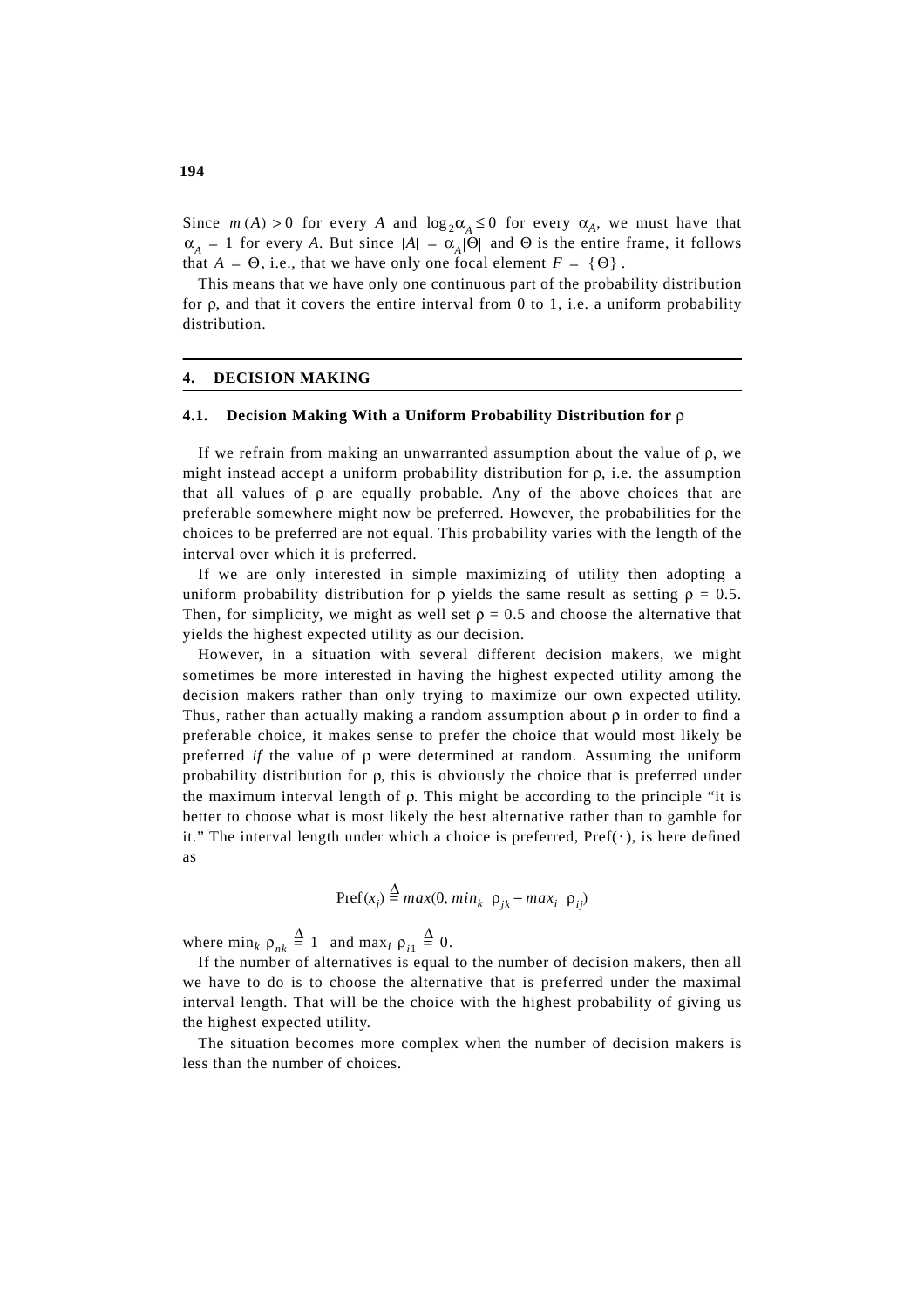Since $m(A) > 0$ for every $A$ and $\log_2 \alpha_A \leq 0$ for every $\alpha_A$, we must have that $\alpha_A = 1$ for every $A$. But since $|A| = \alpha_A|\Theta|$ and $\Theta$ is the entire frame, it follows that $A = \Theta$, i.e., that we have only one focal element $F = \{\Theta\}$.

This means that we have only one continuous part of the probability distribution for $\rho$, and that it covers the entire interval from 0 to 1, i.e. a uniform probability distribution.

## 4. DECISION MAKING

### 4.1. Decision Making With a Uniform Probability Distribution for $\rho$

If we refrain from making an unwarranted assumption about the value of $\rho$, we might instead accept a uniform probability distribution for $\rho$, i.e. the assumption that all values of $\rho$ are equally probable. Any of the above choices that are preferable somewhere might now be preferred. However, the probabilities for the choices to be preferred are not equal. This probability varies with the length of the interval over which it is preferred.

If we are only interested in simple maximizing of utility then adopting a uniform probability distribution for $\rho$ yields the same result as setting $\rho = 0.5$. Then, for simplicity, we might as well set $\rho = 0.5$ and choose the alternative that yields the highest expected utility as our decision.

However, in a situation with several different decision makers, we might sometimes be more interested in having the highest expected utility among the decision makers rather than only trying to maximize our own expected utility. Thus, rather than actually making a random assumption about $\rho$ in order to find a preferable choice, it makes sense to prefer the choice that would most likely be preferred *if* the value of $\rho$ were determined at random. Assuming the uniform probability distribution for $\rho$, this is obviously the choice that is preferred under the maximum interval length of $\rho$. This might be according to the principle "it is better to choose what is most likely the best alternative rather than to gamble for it." The interval length under which a choice is preferred, $\mathrm{Pref}(\cdot)$, is here defined as

$$\mathrm{Pref}(x_j) \stackrel{\Delta}{=} max(0, min_k \ \rho_{jk} - max_i \ \rho_{ij})$$

where $\min_k \rho_{nk} \stackrel{\Delta}{=} 1$ and $\max_i \rho_{i1} \stackrel{\Delta}{=} 0$.

If the number of alternatives is equal to the number of decision makers, then all we have to do is to choose the alternative that is preferred under the maximal interval length. That will be the choice with the highest probability of giving us the highest expected utility.

The situation becomes more complex when the number of decision makers is less than the number of choices.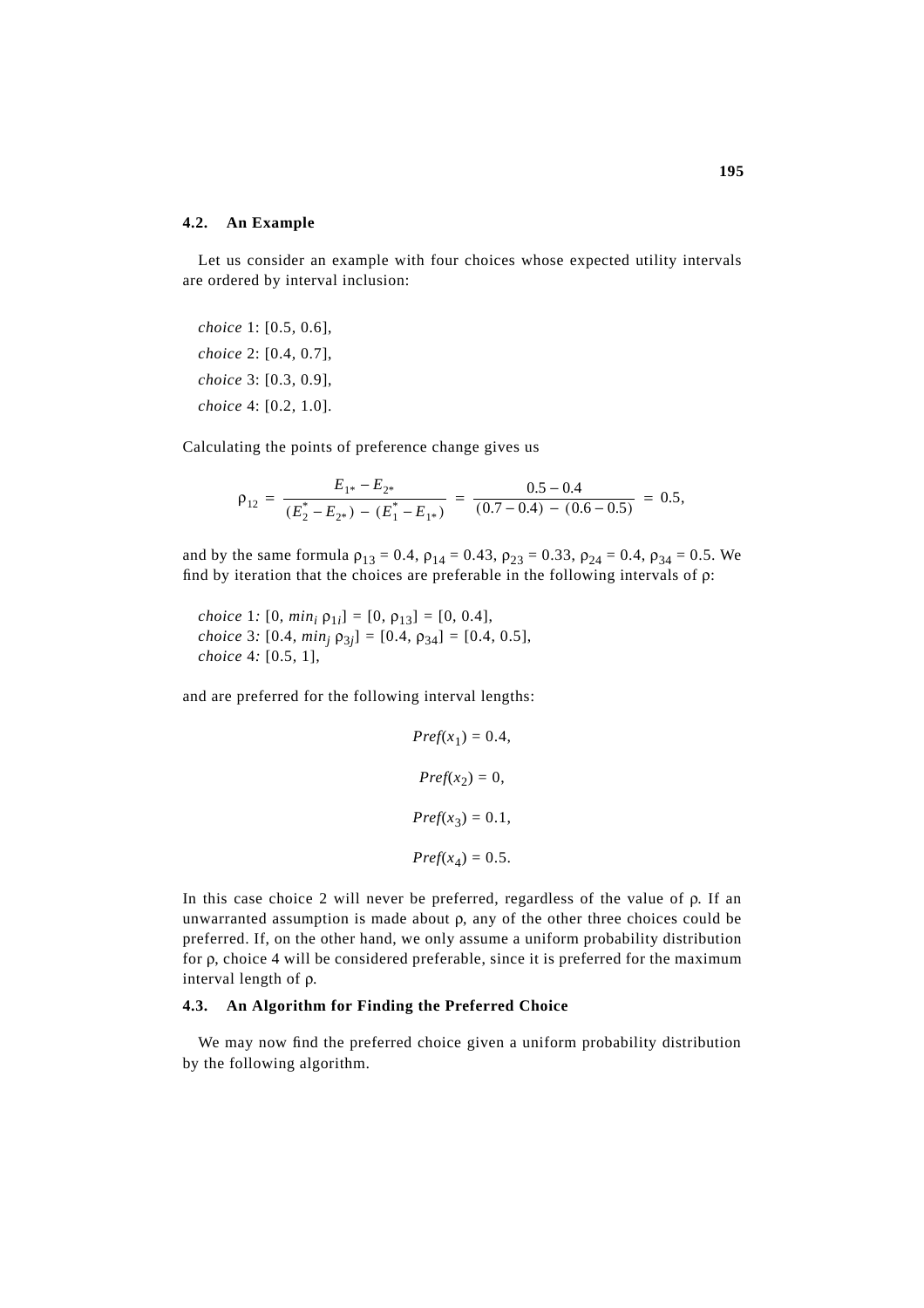### 4.2. An Example

Let us consider an example with four choices whose expected utility intervals are ordered by interval inclusion:

*choice* 1: [0.5, 0.6],

*choice* 2: [0.4, 0.7],

*choice* 3: [0.3, 0.9],

*choice* 4: [0.2, 1.0].

Calculating the points of preference change gives us

$$\rho_{12} = \frac{E_{1*} - E_{2*}}{(E_2^* - E_{2*}) - (E_1^* - E_{1*})} = \frac{0.5 - 0.4}{(0.7 - 0.4) - (0.6 - 0.5)} = 0.5,$$

and by the same formula $\rho_{13} = 0.4$, $\rho_{14} = 0.43$, $\rho_{23} = 0.33$, $\rho_{24} = 0.4$, $\rho_{34} = 0.5$. We find by iteration that the choices are preferable in the following intervals of $\rho$:

*choice* 1: $[0, \min_i \rho_{1i}] = [0, \rho_{13}] = [0, 0.4]$,
*choice* 3: $[0.4, \min_j \rho_{3j}] = [0.4, \rho_{34}] = [0.4, 0.5]$,
*choice* 4: $[0.5, 1]$,

and are preferred for the following interval lengths:

$$Pref(x_1) = 0.4,$$

$$Pref(x_2) = 0,$$

$$Pref(x_3) = 0.1,$$

$$Pref(x_4) = 0.5.$$

In this case choice 2 will never be preferred, regardless of the value of $\rho$. If an unwarranted assumption is made about $\rho$, any of the other three choices could be preferred. If, on the other hand, we only assume a uniform probability distribution for $\rho$, choice 4 will be considered preferable, since it is preferred for the maximum interval length of $\rho$.

### 4.3. An Algorithm for Finding the Preferred Choice

We may now find the preferred choice given a uniform probability distribution by the following algorithm.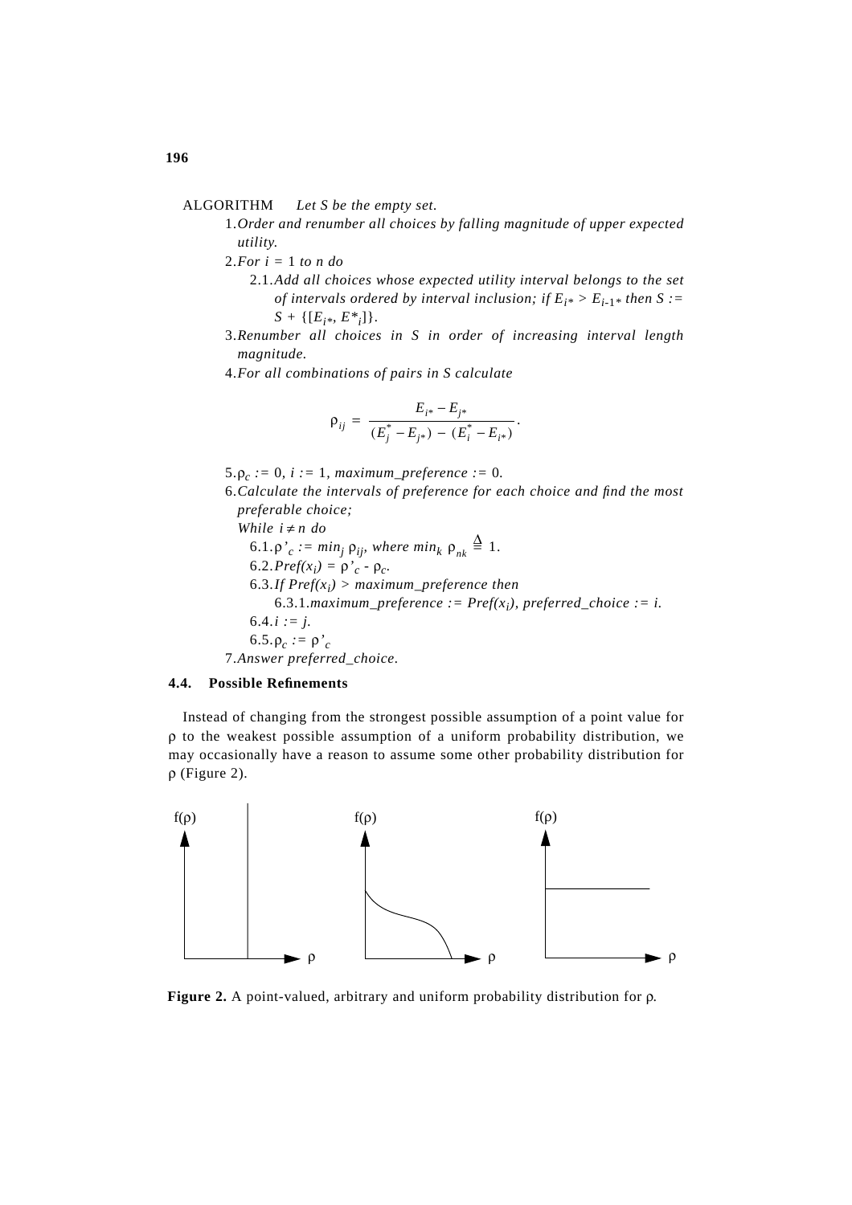ALGORITHM *Let S be the empty set.*

1. *Order and renumber all choices by falling magnitude of upper expected utility.*
2. *For $i = 1$ to n do*
   - 2.1. *Add all choices whose expected utility interval belongs to the set of intervals ordered by interval inclusion; if $E_{i*} > E_{i-1*}$ then $S := S + \{[E_{i*}, E^*_i]\}$.*
3. *Renumber all choices in S in order of increasing interval length magnitude.*
4. *For all combinations of pairs in S calculate*

$$\rho_{ij} = \frac{E_{i*} - E_{j*}}{(E_j^* - E_{j*}) - (E_i^* - E_{i*})}.$$

5. $\rho_c := 0$, $i := 1$, *maximum_preference* $:= 0$.
6. *Calculate the intervals of preference for each choice and find the most preferable choice;*

   *While* $i \neq n$ *do*
   - 6.1. $\rho'_c := min_j \; \rho_{ij}$, *where* $min_k \; \rho_{nk} \triangleq 1$.
   - 6.2. $Pref(x_i) = \rho'_c - \rho_c$.
   - 6.3. *If* $Pref(x_i) >$ *maximum_preference then*
     - 6.3.1. *maximum_preference* $:= Pref(x_i)$, *preferred_choice* $:= i$.
   - 6.4. $i := j$.
   - 6.5. $\rho_c := \rho'_c$
7. *Answer preferred_choice.*

### 4.4. Possible Refinements

Instead of changing from the strongest possible assumption of a point value for $\rho$ to the weakest possible assumption of a uniform probability distribution, we may occasionally have a reason to assume some other probability distribution for $\rho$ (Figure 2).

**Figure 2.** A point-valued, arbitrary and uniform probability distribution for $\rho$.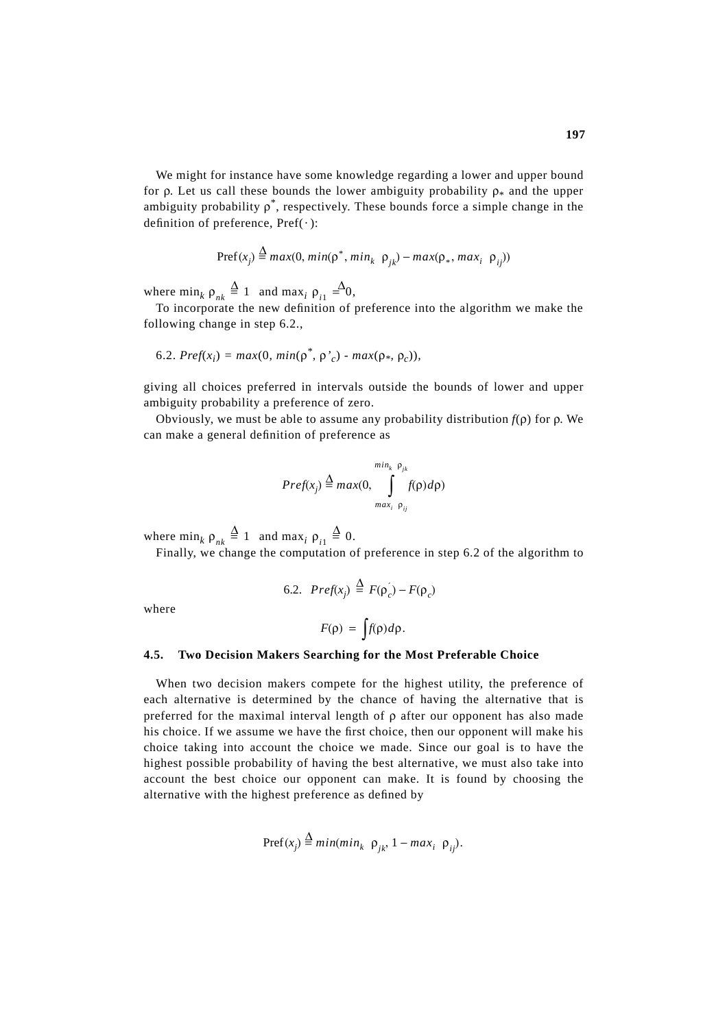We might for instance have some knowledge regarding a lower and upper bound for ρ. Let us call these bounds the lower ambiguity probability $\rho_*$ and the upper ambiguity probability $\rho^*$, respectively. These bounds force a simple change in the definition of preference, $\mathrm{Pref}(\cdot)$:

$$\mathrm{Pref}(x_j) \triangleq max(0, min(\rho^*, min_k\ \rho_{jk}) - max(\rho_*, max_i\ \rho_{ij}))$$

where $\min_k \rho_{nk} \triangleq 1$ and $\max_i \rho_{i1} \triangleq 0$,

To incorporate the new definition of preference into the algorithm we make the following change in step 6.2.,

6.2. $Pref(x_i) = max(0, min(\rho^*, \rho'_c) - max(\rho_*, \rho_c))$,

giving all choices preferred in intervals outside the bounds of lower and upper ambiguity probability a preference of zero.

Obviously, we must be able to assume any probability distribution $f(\rho)$ for ρ. We can make a general definition of preference as

$$Pref(x_j) \triangleq max(0, \int_{max_i\ \rho_{ij}}^{min_k\ \rho_{jk}} f(\rho)d\rho)$$

where $\min_k \rho_{nk} \triangleq 1$ and $\max_i \rho_{i1} \triangleq 0$.

Finally, we change the computation of preference in step 6.2 of the algorithm to

$$\text{6.2.} \quad Pref(x_j) \triangleq F(\rho_c') - F(\rho_c)$$

where

$$F(\rho) = \int f(\rho)d\rho.$$

### 4.5. Two Decision Makers Searching for the Most Preferable Choice

When two decision makers compete for the highest utility, the preference of each alternative is determined by the chance of having the alternative that is preferred for the maximal interval length of ρ after our opponent has also made his choice. If we assume we have the first choice, then our opponent will make his choice taking into account the choice we made. Since our goal is to have the highest possible probability of having the best alternative, we must also take into account the best choice our opponent can make. It is found by choosing the alternative with the highest preference as defined by

$$\mathrm{Pref}(x_j) \triangleq min(min_k\ \rho_{jk}, 1 - max_i\ \rho_{ij}).$$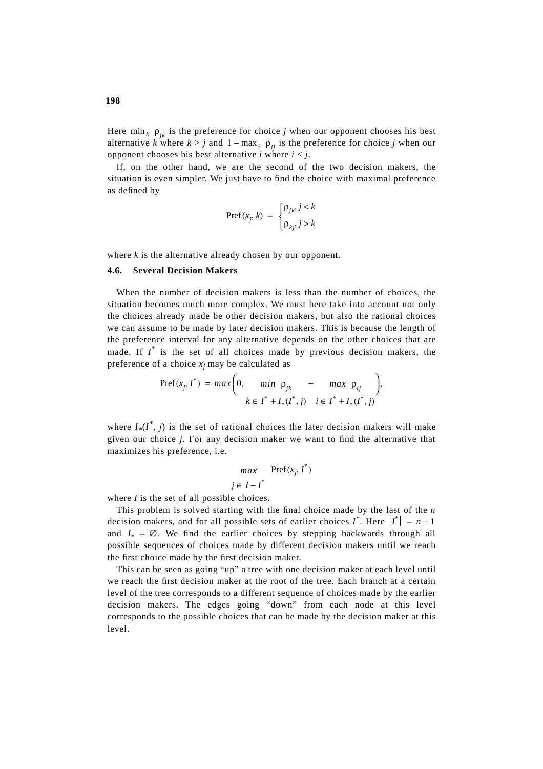Here $\min_k \rho_{jk}$ is the preference for choice $j$ when our opponent chooses his best alternative $k$ where $k > j$ and $1 - \max_i \rho_{ij}$ is the preference for choice $j$ when our opponent chooses his best alternative $i$ where $i < j$.

If, on the other hand, we are the second of the two decision makers, the situation is even simpler. We just have to find the choice with maximal preference as defined by

$$\mathrm{Pref}(x_j, k) = \begin{cases} \rho_{jk}, j < k \\ \rho_{kj}, j > k \end{cases}$$

where $k$ is the alternative already chosen by our opponent.

### 4.6. Several Decision Makers

When the number of decision makers is less than the number of choices, the situation becomes much more complex. We must here take into account not only the choices already made be other decision makers, but also the rational choices we can assume to be made by later decision makers. This is because the length of the preference interval for any alternative depends on the other choices that are made. If $I^*$ is the set of all choices made by previous decision makers, the preference of a choice $x_j$ may be calculated as

$$\mathrm{Pref}(x_j, I^*) = \max\left(0, \min_{k \in I^* + I_*(I^*, j)} \rho_{jk} - \max_{i \in I^* + I_*(I^*, j)} \rho_{ij}\right),$$

where $I_*(I^*, j)$ is the set of rational choices the later decision makers will make given our choice $j$. For any decision maker we want to find the alternative that maximizes his preference, i.e.

$$\max_{j \in I - I^*} \mathrm{Pref}(x_j, I^*)$$

where $I$ is the set of all possible choices.

This problem is solved starting with the final choice made by the last of the $n$ decision makers, and for all possible sets of earlier choices $I^*$. Here $|I^*| = n - 1$ and $I_* = \varnothing$. We find the earlier choices by stepping backwards through all possible sequences of choices made by different decision makers until we reach the first choice made by the first decision maker.

This can be seen as going "up" a tree with one decision maker at each level until we reach the first decision maker at the root of the tree. Each branch at a certain level of the tree corresponds to a different sequence of choices made by the earlier decision makers. The edges going "down" from each node at this level corresponds to the possible choices that can be made by the decision maker at this level.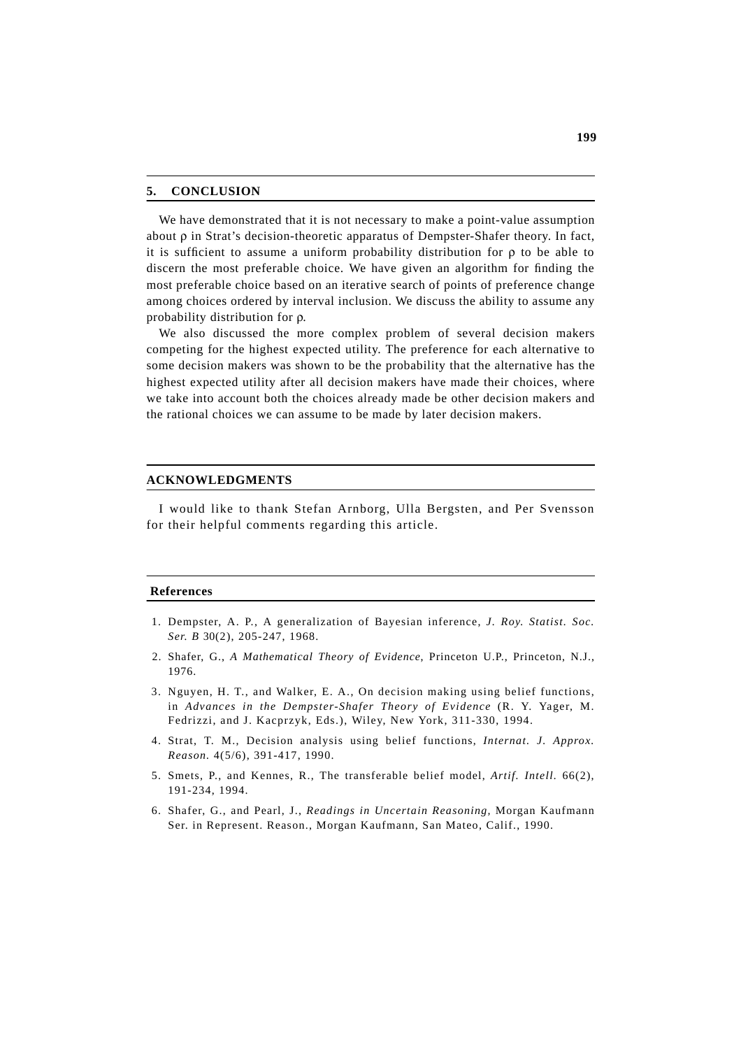## 5. CONCLUSION

We have demonstrated that it is not necessary to make a point-value assumption about $\rho$ in Strat's decision-theoretic apparatus of Dempster-Shafer theory. In fact, it is sufficient to assume a uniform probability distribution for $\rho$ to be able to discern the most preferable choice. We have given an algorithm for finding the most preferable choice based on an iterative search of points of preference change among choices ordered by interval inclusion. We discuss the ability to assume any probability distribution for $\rho$.

We also discussed the more complex problem of several decision makers competing for the highest expected utility. The preference for each alternative to some decision makers was shown to be the probability that the alternative has the highest expected utility after all decision makers have made their choices, where we take into account both the choices already made be other decision makers and the rational choices we can assume to be made by later decision makers.

## ACKNOWLEDGMENTS

I would like to thank Stefan Arnborg, Ulla Bergsten, and Per Svensson for their helpful comments regarding this article.

## References

1. Dempster, A. P., A generalization of Bayesian inference, *J. Roy. Statist. Soc. Ser. B* 30(2), 205-247, 1968.
2. Shafer, G., *A Mathematical Theory of Evidence*, Princeton U.P., Princeton, N.J., 1976.
3. Nguyen, H. T., and Walker, E. A., On decision making using belief functions, in *Advances in the Dempster-Shafer Theory of Evidence* (R. Y. Yager, M. Fedrizzi, and J. Kacprzyk, Eds.), Wiley, New York, 311-330, 1994.
4. Strat, T. M., Decision analysis using belief functions, *Internat. J. Approx. Reason.* 4(5/6), 391-417, 1990.
5. Smets, P., and Kennes, R., The transferable belief model, *Artif. Intell.* 66(2), 191-234, 1994.
6. Shafer, G., and Pearl, J., *Readings in Uncertain Reasoning*, Morgan Kaufmann Ser. in Represent. Reason., Morgan Kaufmann, San Mateo, Calif., 1990.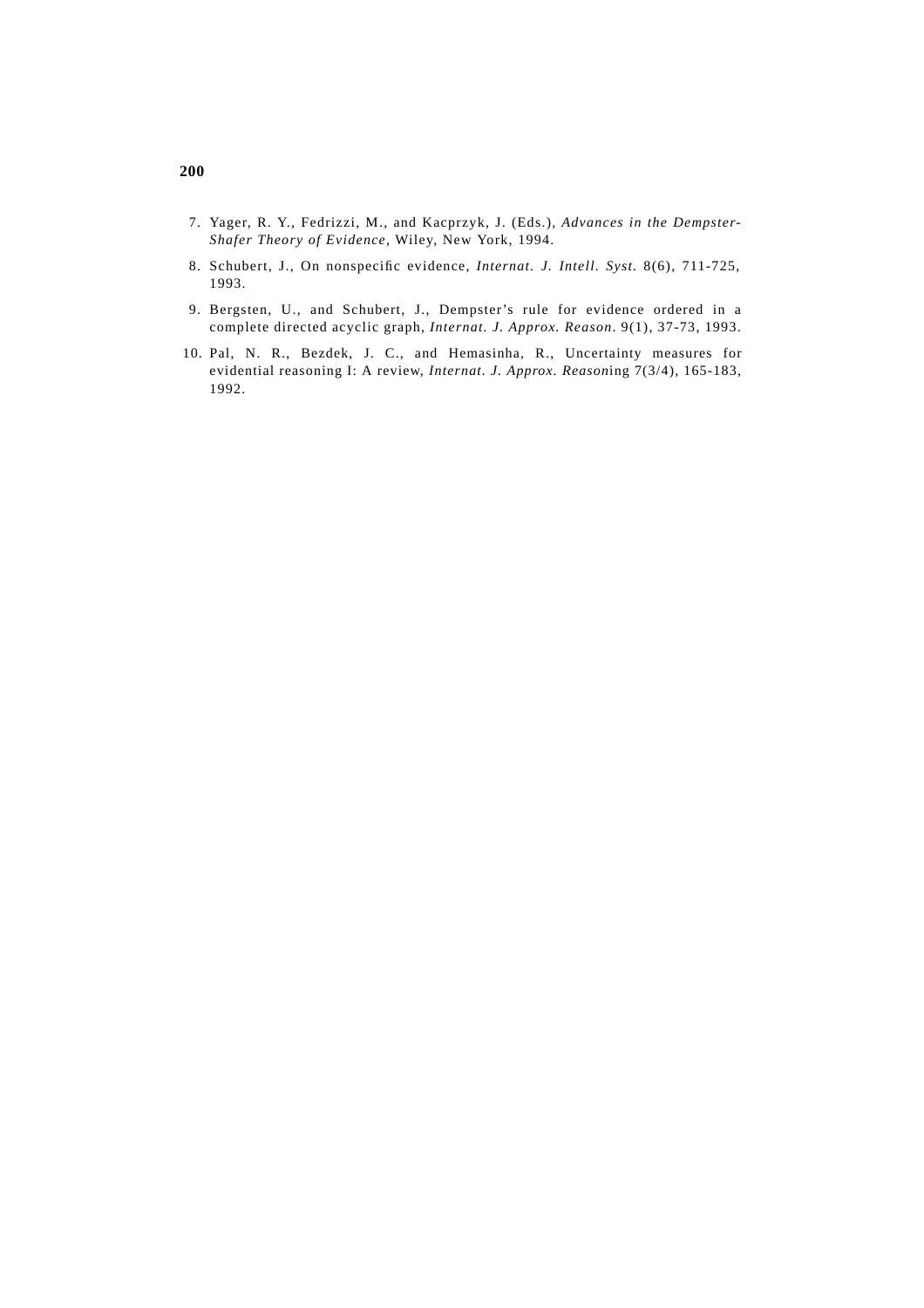7. Yager, R. Y., Fedrizzi, M., and Kacprzyk, J. (Eds.), *Advances in the Dempster-Shafer Theory of Evidence,* Wiley, New York, 1994.
8. Schubert, J., On nonspecific evidence, *Internat. J. Intell. Syst.* 8(6), 711-725, 1993.
9. Bergsten, U., and Schubert, J., Dempster's rule for evidence ordered in a complete directed acyclic graph, *Internat. J. Approx. Reason.* 9(1), 37-73, 1993.
10. Pal, N. R., Bezdek, J. C., and Hemasinha, R., Uncertainty measures for evidential reasoning I: A review, *Internat. J. Approx. Reason*ing 7(3/4), 165-183, 1992.